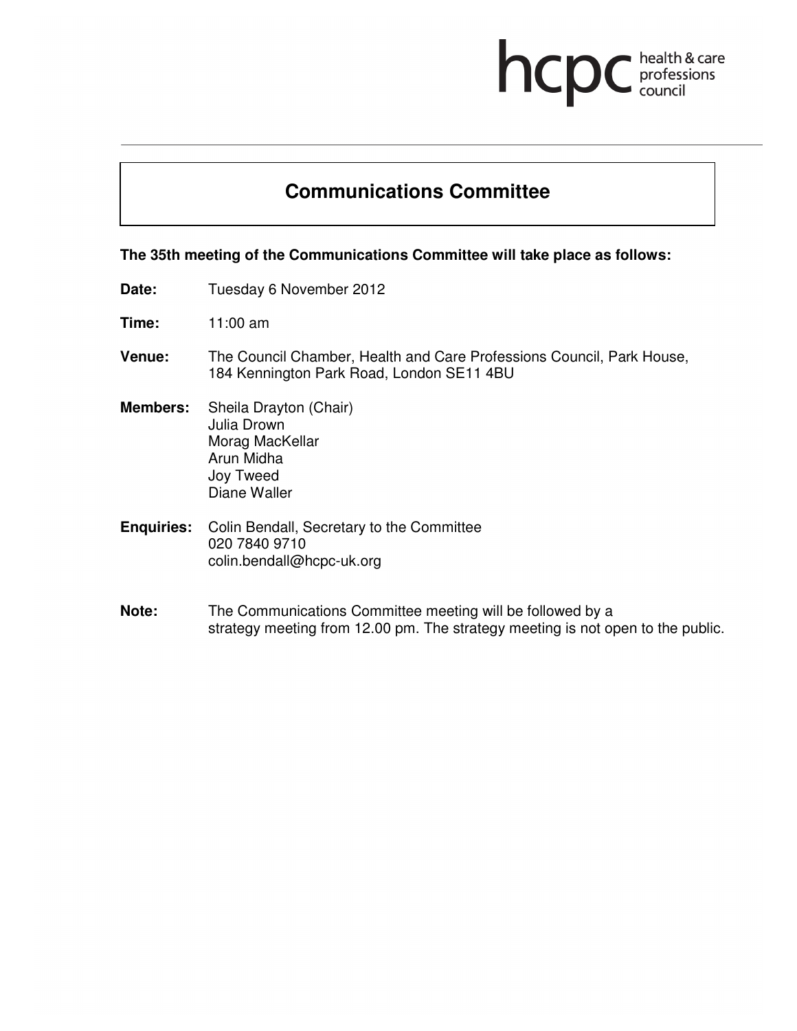hcpc health & care professions council

# Communications Committee

**The 35th meeting of the Communications Committee will take place as follows:**

**Date:** Tuesday 6 November 2012

**Time:** 11:00 am

**Venue:** The Council Chamber, Health and Care Professions Council, Park House, 184 Kennington Park Road, London SE11 4BU

**Members:** Sheila Drayton (Chair)
Julia Drown
Morag MacKellar
Arun Midha
Joy Tweed
Diane Waller

**Enquiries:** Colin Bendall, Secretary to the Committee
020 7840 9710
colin.bendall@hcpc-uk.org

**Note:** The Communications Committee meeting will be followed by a strategy meeting from 12.00 pm. The strategy meeting is not open to the public.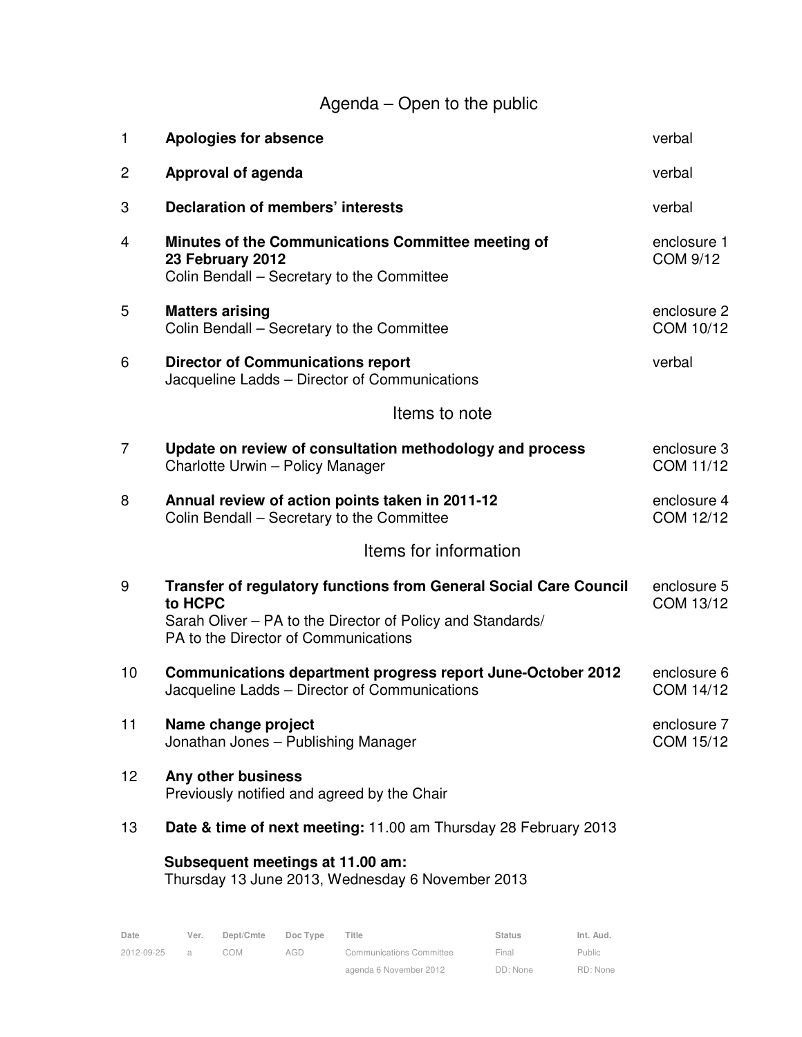# Agenda – Open to the public

| | | | |
|---|---|---|---|
| 1 | **Apologies for absence** | verbal | |
| 2 | **Approval of agenda** | verbal | |
| 3 | **Declaration of members' interests** | verbal | |
| 4 | **Minutes of the Communications Committee meeting of 23 February 2012**<br>Colin Bendall – Secretary to the Committee | enclosure 1<br>COM 9/12 | |
| 5 | **Matters arising**<br>Colin Bendall – Secretary to the Committee | enclosure 2<br>COM 10/12 | |
| 6 | **Director of Communications report**<br>Jacqueline Ladds – Director of Communications | verbal | |

## Items to note

| | | |
|---|---|---|
| 7 | **Update on review of consultation methodology and process**<br>Charlotte Urwin – Policy Manager | enclosure 3<br>COM 11/12 |
| 8 | **Annual review of action points taken in 2011-12**<br>Colin Bendall – Secretary to the Committee | enclosure 4<br>COM 12/12 |

## Items for information

| | | |
|---|---|---|
| 9 | **Transfer of regulatory functions from General Social Care Council to HCPC**<br>Sarah Oliver – PA to the Director of Policy and Standards/<br>PA to the Director of Communications | enclosure 5<br>COM 13/12 |
| 10 | **Communications department progress report June-October 2012**<br>Jacqueline Ladds – Director of Communications | enclosure 6<br>COM 14/12 |
| 11 | **Name change project**<br>Jonathan Jones – Publishing Manager | enclosure 7<br>COM 15/12 |

12 **Any other business**
Previously notified and agreed by the Chair

13 **Date & time of next meeting:** 11.00 am Thursday 28 February 2013

**Subsequent meetings at 11.00 am:**
Thursday 13 June 2013, Wednesday 6 November 2013

| Date | Ver. | Dept/Cmte | Doc Type | Title | Status | Int. Aud. |
|---|---|---|---|---|---|---|
| 2012-09-25 | a | COM | AGD | Communications Committee agenda 6 November 2012 | Final<br>DD: None | Public<br>RD: None |